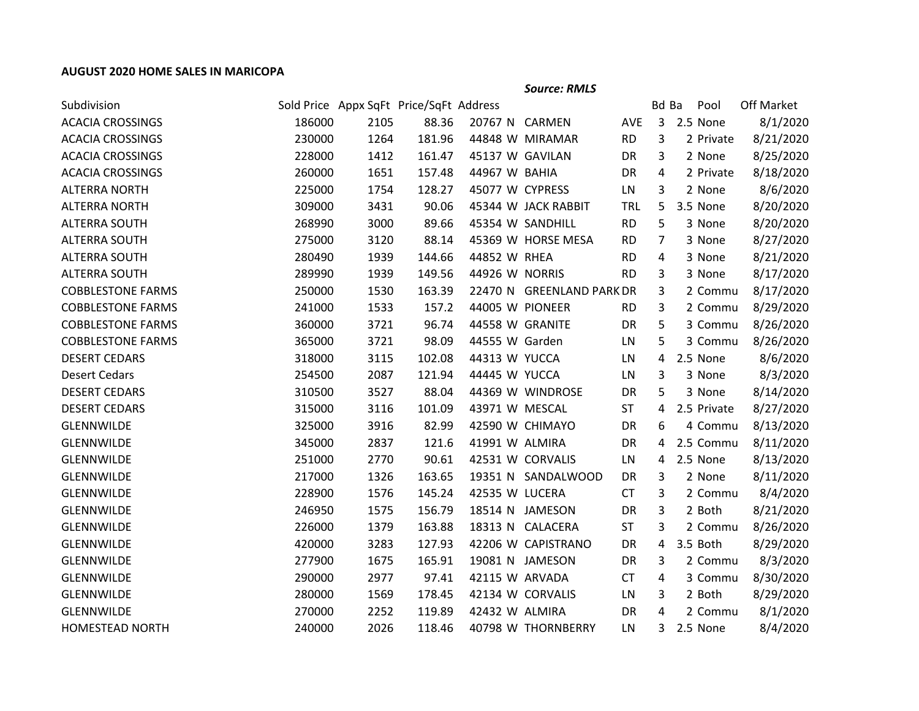**AUGUST 2020 HOME SALES IN MARICOPA**

*Source: RMLS*

| Subdivision | Sold Price | Appx SqFt | Price/SqFt | Address | | | | Bd | Ba | Pool | Off Market |
|---|---|---|---|---|---|---|---|---|---|---|---|
| ACACIA CROSSINGS | 186000 | 2105 | 88.36 | 20767 | N | CARMEN | AVE | 3 | 2.5 | None | 8/1/2020 |
| ACACIA CROSSINGS | 230000 | 1264 | 181.96 | 44848 | W | MIRAMAR | RD | 3 | 2 | Private | 8/21/2020 |
| ACACIA CROSSINGS | 228000 | 1412 | 161.47 | 45137 | W | GAVILAN | DR | 3 | 2 | None | 8/25/2020 |
| ACACIA CROSSINGS | 260000 | 1651 | 157.48 | 44967 | W | BAHIA | DR | 4 | 2 | Private | 8/18/2020 |
| ALTERRA NORTH | 225000 | 1754 | 128.27 | 45077 | W | CYPRESS | LN | 3 | 2 | None | 8/6/2020 |
| ALTERRA NORTH | 309000 | 3431 | 90.06 | 45344 | W | JACK RABBIT | TRL | 5 | 3.5 | None | 8/20/2020 |
| ALTERRA SOUTH | 268990 | 3000 | 89.66 | 45354 | W | SANDHILL | RD | 5 | 3 | None | 8/20/2020 |
| ALTERRA SOUTH | 275000 | 3120 | 88.14 | 45369 | W | HORSE MESA | RD | 7 | 3 | None | 8/27/2020 |
| ALTERRA SOUTH | 280490 | 1939 | 144.66 | 44852 | W | RHEA | RD | 4 | 3 | None | 8/21/2020 |
| ALTERRA SOUTH | 289990 | 1939 | 149.56 | 44926 | W | NORRIS | RD | 3 | 3 | None | 8/17/2020 |
| COBBLESTONE FARMS | 250000 | 1530 | 163.39 | 22470 | N | GREENLAND PARK | DR | 3 | 2 | Commu | 8/17/2020 |
| COBBLESTONE FARMS | 241000 | 1533 | 157.2 | 44005 | W | PIONEER | RD | 3 | 2 | Commu | 8/29/2020 |
| COBBLESTONE FARMS | 360000 | 3721 | 96.74 | 44558 | W | GRANITE | DR | 5 | 3 | Commu | 8/26/2020 |
| COBBLESTONE FARMS | 365000 | 3721 | 98.09 | 44555 | W | Garden | LN | 5 | 3 | Commu | 8/26/2020 |
| DESERT CEDARS | 318000 | 3115 | 102.08 | 44313 | W | YUCCA | LN | 4 | 2.5 | None | 8/6/2020 |
| Desert Cedars | 254500 | 2087 | 121.94 | 44445 | W | YUCCA | LN | 3 | 3 | None | 8/3/2020 |
| DESERT CEDARS | 310500 | 3527 | 88.04 | 44369 | W | WINDROSE | DR | 5 | 3 | None | 8/14/2020 |
| DESERT CEDARS | 315000 | 3116 | 101.09 | 43971 | W | MESCAL | ST | 4 | 2.5 | Private | 8/27/2020 |
| GLENNWILDE | 325000 | 3916 | 82.99 | 42590 | W | CHIMAYO | DR | 6 | 4 | Commu | 8/13/2020 |
| GLENNWILDE | 345000 | 2837 | 121.6 | 41991 | W | ALMIRA | DR | 4 | 2.5 | Commu | 8/11/2020 |
| GLENNWILDE | 251000 | 2770 | 90.61 | 42531 | W | CORVALIS | LN | 4 | 2.5 | None | 8/13/2020 |
| GLENNWILDE | 217000 | 1326 | 163.65 | 19351 | N | SANDALWOOD | DR | 3 | 2 | None | 8/11/2020 |
| GLENNWILDE | 228900 | 1576 | 145.24 | 42535 | W | LUCERA | CT | 3 | 2 | Commu | 8/4/2020 |
| GLENNWILDE | 246950 | 1575 | 156.79 | 18514 | N | JAMESON | DR | 3 | 2 | Both | 8/21/2020 |
| GLENNWILDE | 226000 | 1379 | 163.88 | 18313 | N | CALACERA | ST | 3 | 2 | Commu | 8/26/2020 |
| GLENNWILDE | 420000 | 3283 | 127.93 | 42206 | W | CAPISTRANO | DR | 4 | 3.5 | Both | 8/29/2020 |
| GLENNWILDE | 277900 | 1675 | 165.91 | 19081 | N | JAMESON | DR | 3 | 2 | Commu | 8/3/2020 |
| GLENNWILDE | 290000 | 2977 | 97.41 | 42115 | W | ARVADA | CT | 4 | 3 | Commu | 8/30/2020 |
| GLENNWILDE | 280000 | 1569 | 178.45 | 42134 | W | CORVALIS | LN | 3 | 2 | Both | 8/29/2020 |
| GLENNWILDE | 270000 | 2252 | 119.89 | 42432 | W | ALMIRA | DR | 4 | 2 | Commu | 8/1/2020 |
| HOMESTEAD NORTH | 240000 | 2026 | 118.46 | 40798 | W | THORNBERRY | LN | 3 | 2.5 | None | 8/4/2020 |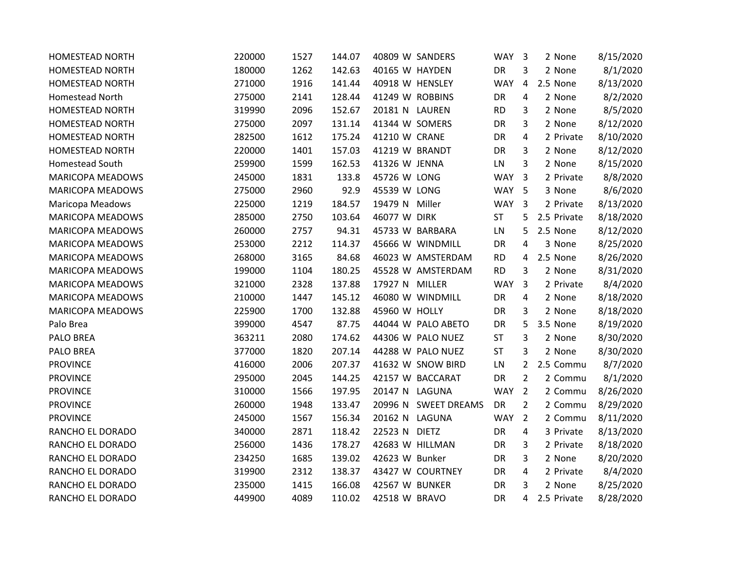| | | | | | | | | | | | |
|---|---|---|---|---|---|---|---|---|---|---|---|
| HOMESTEAD NORTH | 220000 | 1527 | 144.07 | 40809 | W | SANDERS | WAY | 3 | 2 | None | 8/15/2020 |
| HOMESTEAD NORTH | 180000 | 1262 | 142.63 | 40165 | W | HAYDEN | DR | 3 | 2 | None | 8/1/2020 |
| HOMESTEAD NORTH | 271000 | 1916 | 141.44 | 40918 | W | HENSLEY | WAY | 4 | 2.5 | None | 8/13/2020 |
| Homestead North | 275000 | 2141 | 128.44 | 41249 | W | ROBBINS | DR | 4 | 2 | None | 8/2/2020 |
| HOMESTEAD NORTH | 319990 | 2096 | 152.67 | 20181 | N | LAUREN | RD | 3 | 2 | None | 8/5/2020 |
| HOMESTEAD NORTH | 275000 | 2097 | 131.14 | 41344 | W | SOMERS | DR | 3 | 2 | None | 8/12/2020 |
| HOMESTEAD NORTH | 282500 | 1612 | 175.24 | 41210 | W | CRANE | DR | 4 | 2 | Private | 8/10/2020 |
| HOMESTEAD NORTH | 220000 | 1401 | 157.03 | 41219 | W | BRANDT | DR | 3 | 2 | None | 8/12/2020 |
| Homestead South | 259900 | 1599 | 162.53 | 41326 | W | JENNA | LN | 3 | 2 | None | 8/15/2020 |
| MARICOPA MEADOWS | 245000 | 1831 | 133.8 | 45726 | W | LONG | WAY | 3 | 2 | Private | 8/8/2020 |
| MARICOPA MEADOWS | 275000 | 2960 | 92.9 | 45539 | W | LONG | WAY | 5 | 3 | None | 8/6/2020 |
| Maricopa Meadows | 225000 | 1219 | 184.57 | 19479 | N | Miller | WAY | 3 | 2 | Private | 8/13/2020 |
| MARICOPA MEADOWS | 285000 | 2750 | 103.64 | 46077 | W | DIRK | ST | 5 | 2.5 | Private | 8/18/2020 |
| MARICOPA MEADOWS | 260000 | 2757 | 94.31 | 45733 | W | BARBARA | LN | 5 | 2.5 | None | 8/12/2020 |
| MARICOPA MEADOWS | 253000 | 2212 | 114.37 | 45666 | W | WINDMILL | DR | 4 | 3 | None | 8/25/2020 |
| MARICOPA MEADOWS | 268000 | 3165 | 84.68 | 46023 | W | AMSTERDAM | RD | 4 | 2.5 | None | 8/26/2020 |
| MARICOPA MEADOWS | 199000 | 1104 | 180.25 | 45528 | W | AMSTERDAM | RD | 3 | 2 | None | 8/31/2020 |
| MARICOPA MEADOWS | 321000 | 2328 | 137.88 | 17927 | N | MILLER | WAY | 3 | 2 | Private | 8/4/2020 |
| MARICOPA MEADOWS | 210000 | 1447 | 145.12 | 46080 | W | WINDMILL | DR | 4 | 2 | None | 8/18/2020 |
| MARICOPA MEADOWS | 225900 | 1700 | 132.88 | 45960 | W | HOLLY | DR | 3 | 2 | None | 8/18/2020 |
| Palo Brea | 399000 | 4547 | 87.75 | 44044 | W | PALO ABETO | DR | 5 | 3.5 | None | 8/19/2020 |
| PALO BREA | 363211 | 2080 | 174.62 | 44306 | W | PALO NUEZ | ST | 3 | 2 | None | 8/30/2020 |
| PALO BREA | 377000 | 1820 | 207.14 | 44288 | W | PALO NUEZ | ST | 3 | 2 | None | 8/30/2020 |
| PROVINCE | 416000 | 2006 | 207.37 | 41632 | W | SNOW BIRD | LN | 2 | 2.5 | Commu | 8/7/2020 |
| PROVINCE | 295000 | 2045 | 144.25 | 42157 | W | BACCARAT | DR | 2 | 2 | Commu | 8/1/2020 |
| PROVINCE | 310000 | 1566 | 197.95 | 20147 | N | LAGUNA | WAY | 2 | 2 | Commu | 8/26/2020 |
| PROVINCE | 260000 | 1948 | 133.47 | 20996 | N | SWEET DREAMS | DR | 2 | 2 | Commu | 8/29/2020 |
| PROVINCE | 245000 | 1567 | 156.34 | 20162 | N | LAGUNA | WAY | 2 | 2 | Commu | 8/11/2020 |
| RANCHO EL DORADO | 340000 | 2871 | 118.42 | 22523 | N | DIETZ | DR | 4 | 3 | Private | 8/13/2020 |
| RANCHO EL DORADO | 256000 | 1436 | 178.27 | 42683 | W | HILLMAN | DR | 3 | 2 | Private | 8/18/2020 |
| RANCHO EL DORADO | 234250 | 1685 | 139.02 | 42623 | W | Bunker | DR | 3 | 2 | None | 8/20/2020 |
| RANCHO EL DORADO | 319900 | 2312 | 138.37 | 43427 | W | COURTNEY | DR | 4 | 2 | Private | 8/4/2020 |
| RANCHO EL DORADO | 235000 | 1415 | 166.08 | 42567 | W | BUNKER | DR | 3 | 2 | None | 8/25/2020 |
| RANCHO EL DORADO | 449900 | 4089 | 110.02 | 42518 | W | BRAVO | DR | 4 | 2.5 | Private | 8/28/2020 |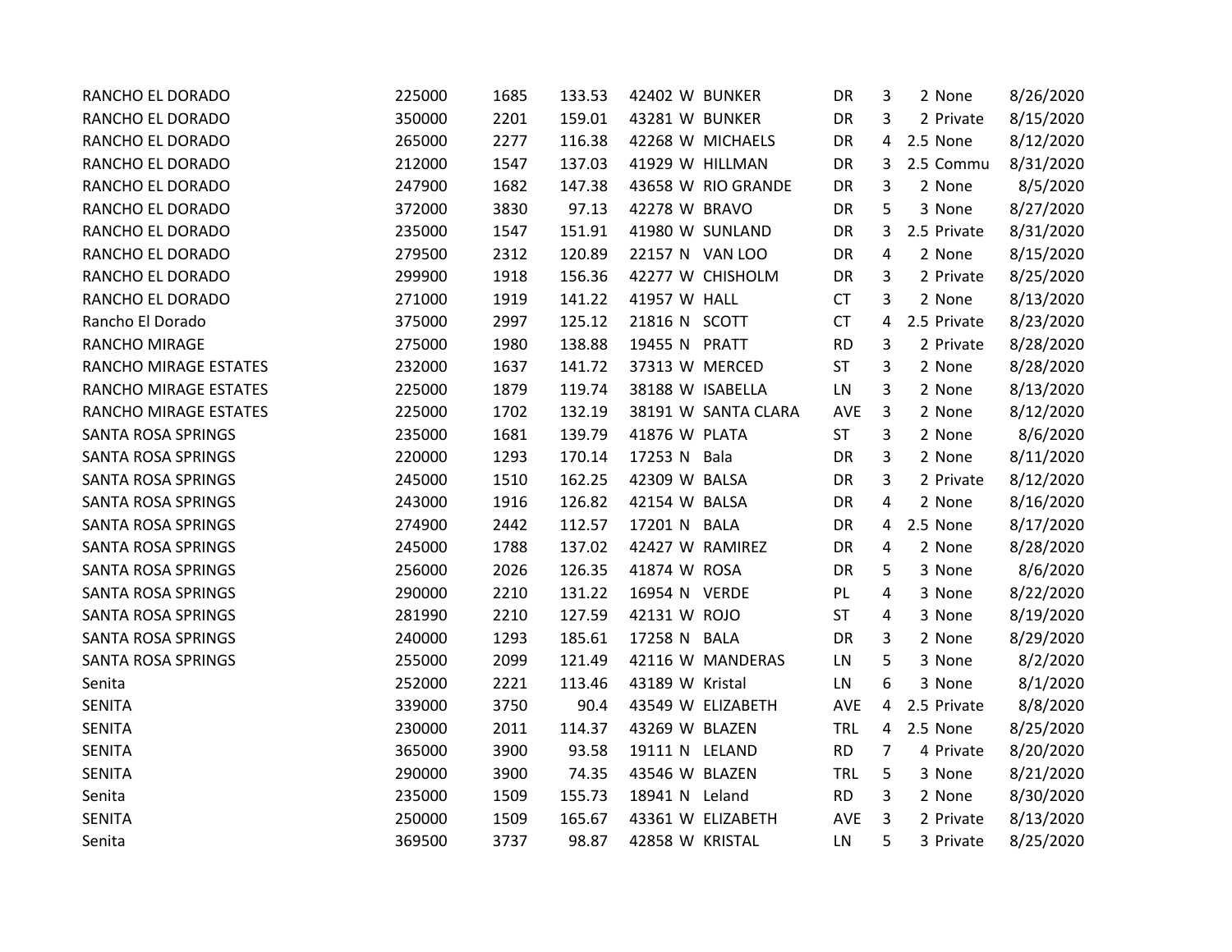| | | | | | | | | | | | | |
|---|---|---|---|---|---|---|---|---|---|---|---|---|
| RANCHO EL DORADO | 225000 | 1685 | 133.53 | 42402 | W | BUNKER | DR | 3 | 2 | None | 8/26/2020 |
| RANCHO EL DORADO | 350000 | 2201 | 159.01 | 43281 | W | BUNKER | DR | 3 | 2 | Private | 8/15/2020 |
| RANCHO EL DORADO | 265000 | 2277 | 116.38 | 42268 | W | MICHAELS | DR | 4 | 2.5 | None | 8/12/2020 |
| RANCHO EL DORADO | 212000 | 1547 | 137.03 | 41929 | W | HILLMAN | DR | 3 | 2.5 | Commu | 8/31/2020 |
| RANCHO EL DORADO | 247900 | 1682 | 147.38 | 43658 | W | RIO GRANDE | DR | 3 | 2 | None | 8/5/2020 |
| RANCHO EL DORADO | 372000 | 3830 | 97.13 | 42278 | W | BRAVO | DR | 5 | 3 | None | 8/27/2020 |
| RANCHO EL DORADO | 235000 | 1547 | 151.91 | 41980 | W | SUNLAND | DR | 3 | 2.5 | Private | 8/31/2020 |
| RANCHO EL DORADO | 279500 | 2312 | 120.89 | 22157 | N | VAN LOO | DR | 4 | 2 | None | 8/15/2020 |
| RANCHO EL DORADO | 299900 | 1918 | 156.36 | 42277 | W | CHISHOLM | DR | 3 | 2 | Private | 8/25/2020 |
| RANCHO EL DORADO | 271000 | 1919 | 141.22 | 41957 | W | HALL | CT | 3 | 2 | None | 8/13/2020 |
| Rancho El Dorado | 375000 | 2997 | 125.12 | 21816 | N | SCOTT | CT | 4 | 2.5 | Private | 8/23/2020 |
| RANCHO MIRAGE | 275000 | 1980 | 138.88 | 19455 | N | PRATT | RD | 3 | 2 | Private | 8/28/2020 |
| RANCHO MIRAGE ESTATES | 232000 | 1637 | 141.72 | 37313 | W | MERCED | ST | 3 | 2 | None | 8/28/2020 |
| RANCHO MIRAGE ESTATES | 225000 | 1879 | 119.74 | 38188 | W | ISABELLA | LN | 3 | 2 | None | 8/13/2020 |
| RANCHO MIRAGE ESTATES | 225000 | 1702 | 132.19 | 38191 | W | SANTA CLARA | AVE | 3 | 2 | None | 8/12/2020 |
| SANTA ROSA SPRINGS | 235000 | 1681 | 139.79 | 41876 | W | PLATA | ST | 3 | 2 | None | 8/6/2020 |
| SANTA ROSA SPRINGS | 220000 | 1293 | 170.14 | 17253 | N | Bala | DR | 3 | 2 | None | 8/11/2020 |
| SANTA ROSA SPRINGS | 245000 | 1510 | 162.25 | 42309 | W | BALSA | DR | 3 | 2 | Private | 8/12/2020 |
| SANTA ROSA SPRINGS | 243000 | 1916 | 126.82 | 42154 | W | BALSA | DR | 4 | 2 | None | 8/16/2020 |
| SANTA ROSA SPRINGS | 274900 | 2442 | 112.57 | 17201 | N | BALA | DR | 4 | 2.5 | None | 8/17/2020 |
| SANTA ROSA SPRINGS | 245000 | 1788 | 137.02 | 42427 | W | RAMIREZ | DR | 4 | 2 | None | 8/28/2020 |
| SANTA ROSA SPRINGS | 256000 | 2026 | 126.35 | 41874 | W | ROSA | DR | 5 | 3 | None | 8/6/2020 |
| SANTA ROSA SPRINGS | 290000 | 2210 | 131.22 | 16954 | N | VERDE | PL | 4 | 3 | None | 8/22/2020 |
| SANTA ROSA SPRINGS | 281990 | 2210 | 127.59 | 42131 | W | ROJO | ST | 4 | 3 | None | 8/19/2020 |
| SANTA ROSA SPRINGS | 240000 | 1293 | 185.61 | 17258 | N | BALA | DR | 3 | 2 | None | 8/29/2020 |
| SANTA ROSA SPRINGS | 255000 | 2099 | 121.49 | 42116 | W | MANDERAS | LN | 5 | 3 | None | 8/2/2020 |
| Senita | 252000 | 2221 | 113.46 | 43189 | W | Kristal | LN | 6 | 3 | None | 8/1/2020 |
| SENITA | 339000 | 3750 | 90.4 | 43549 | W | ELIZABETH | AVE | 4 | 2.5 | Private | 8/8/2020 |
| SENITA | 230000 | 2011 | 114.37 | 43269 | W | BLAZEN | TRL | 4 | 2.5 | None | 8/25/2020 |
| SENITA | 365000 | 3900 | 93.58 | 19111 | N | LELAND | RD | 7 | 4 | Private | 8/20/2020 |
| SENITA | 290000 | 3900 | 74.35 | 43546 | W | BLAZEN | TRL | 5 | 3 | None | 8/21/2020 |
| Senita | 235000 | 1509 | 155.73 | 18941 | N | Leland | RD | 3 | 2 | None | 8/30/2020 |
| SENITA | 250000 | 1509 | 165.67 | 43361 | W | ELIZABETH | AVE | 3 | 2 | Private | 8/13/2020 |
| Senita | 369500 | 3737 | 98.87 | 42858 | W | KRISTAL | LN | 5 | 3 | Private | 8/25/2020 |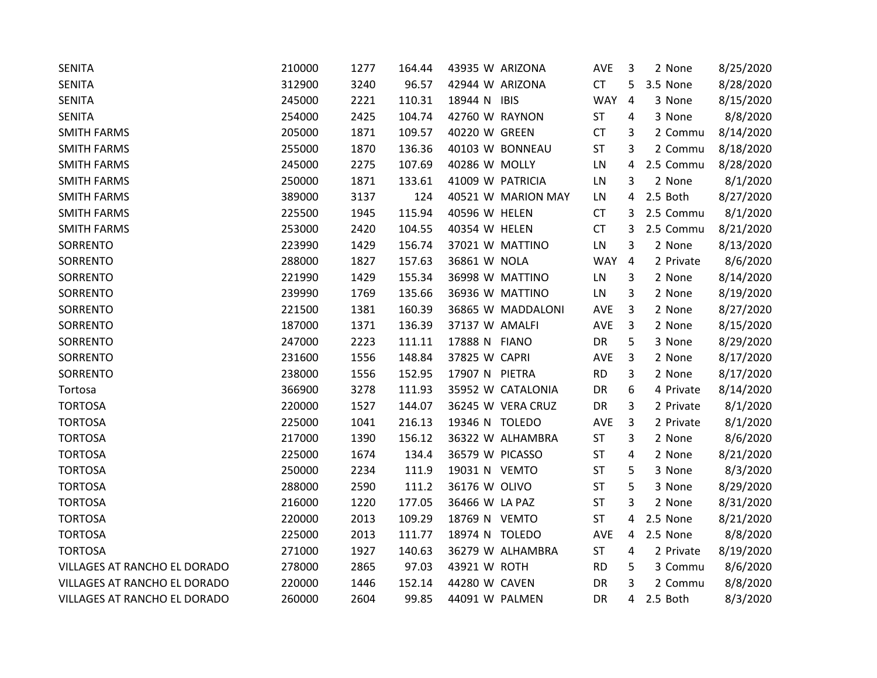| | | | | | | | | | | | |
|---|---|---|---|---|---|---|---|---|---|---|---|
| SENITA | 210000 | 1277 | 164.44 | 43935 | W | ARIZONA | AVE | 3 | 2 | None | 8/25/2020 |
| SENITA | 312900 | 3240 | 96.57 | 42944 | W | ARIZONA | CT | 5 | 3.5 | None | 8/28/2020 |
| SENITA | 245000 | 2221 | 110.31 | 18944 | N | IBIS | WAY | 4 | 3 | None | 8/15/2020 |
| SENITA | 254000 | 2425 | 104.74 | 42760 | W | RAYNON | ST | 4 | 3 | None | 8/8/2020 |
| SMITH FARMS | 205000 | 1871 | 109.57 | 40220 | W | GREEN | CT | 3 | 2 | Commu | 8/14/2020 |
| SMITH FARMS | 255000 | 1870 | 136.36 | 40103 | W | BONNEAU | ST | 3 | 2 | Commu | 8/18/2020 |
| SMITH FARMS | 245000 | 2275 | 107.69 | 40286 | W | MOLLY | LN | 4 | 2.5 | Commu | 8/28/2020 |
| SMITH FARMS | 250000 | 1871 | 133.61 | 41009 | W | PATRICIA | LN | 3 | 2 | None | 8/1/2020 |
| SMITH FARMS | 389000 | 3137 | 124 | 40521 | W | MARION MAY | LN | 4 | 2.5 | Both | 8/27/2020 |
| SMITH FARMS | 225500 | 1945 | 115.94 | 40596 | W | HELEN | CT | 3 | 2.5 | Commu | 8/1/2020 |
| SMITH FARMS | 253000 | 2420 | 104.55 | 40354 | W | HELEN | CT | 3 | 2.5 | Commu | 8/21/2020 |
| SORRENTO | 223990 | 1429 | 156.74 | 37021 | W | MATTINO | LN | 3 | 2 | None | 8/13/2020 |
| SORRENTO | 288000 | 1827 | 157.63 | 36861 | W | NOLA | WAY | 4 | 2 | Private | 8/6/2020 |
| SORRENTO | 221990 | 1429 | 155.34 | 36998 | W | MATTINO | LN | 3 | 2 | None | 8/14/2020 |
| SORRENTO | 239990 | 1769 | 135.66 | 36936 | W | MATTINO | LN | 3 | 2 | None | 8/19/2020 |
| SORRENTO | 221500 | 1381 | 160.39 | 36865 | W | MADDALONI | AVE | 3 | 2 | None | 8/27/2020 |
| SORRENTO | 187000 | 1371 | 136.39 | 37137 | W | AMALFI | AVE | 3 | 2 | None | 8/15/2020 |
| SORRENTO | 247000 | 2223 | 111.11 | 17888 | N | FIANO | DR | 5 | 3 | None | 8/29/2020 |
| SORRENTO | 231600 | 1556 | 148.84 | 37825 | W | CAPRI | AVE | 3 | 2 | None | 8/17/2020 |
| SORRENTO | 238000 | 1556 | 152.95 | 17907 | N | PIETRA | RD | 3 | 2 | None | 8/17/2020 |
| Tortosa | 366900 | 3278 | 111.93 | 35952 | W | CATALONIA | DR | 6 | 4 | Private | 8/14/2020 |
| TORTOSA | 220000 | 1527 | 144.07 | 36245 | W | VERA CRUZ | DR | 3 | 2 | Private | 8/1/2020 |
| TORTOSA | 225000 | 1041 | 216.13 | 19346 | N | TOLEDO | AVE | 3 | 2 | Private | 8/1/2020 |
| TORTOSA | 217000 | 1390 | 156.12 | 36322 | W | ALHAMBRA | ST | 3 | 2 | None | 8/6/2020 |
| TORTOSA | 225000 | 1674 | 134.4 | 36579 | W | PICASSO | ST | 4 | 2 | None | 8/21/2020 |
| TORTOSA | 250000 | 2234 | 111.9 | 19031 | N | VEMTO | ST | 5 | 3 | None | 8/3/2020 |
| TORTOSA | 288000 | 2590 | 111.2 | 36176 | W | OLIVO | ST | 5 | 3 | None | 8/29/2020 |
| TORTOSA | 216000 | 1220 | 177.05 | 36466 | W | LA PAZ | ST | 3 | 2 | None | 8/31/2020 |
| TORTOSA | 220000 | 2013 | 109.29 | 18769 | N | VEMTO | ST | 4 | 2.5 | None | 8/21/2020 |
| TORTOSA | 225000 | 2013 | 111.77 | 18974 | N | TOLEDO | AVE | 4 | 2.5 | None | 8/8/2020 |
| TORTOSA | 271000 | 1927 | 140.63 | 36279 | W | ALHAMBRA | ST | 4 | 2 | Private | 8/19/2020 |
| VILLAGES AT RANCHO EL DORADO | 278000 | 2865 | 97.03 | 43921 | W | ROTH | RD | 5 | 3 | Commu | 8/6/2020 |
| VILLAGES AT RANCHO EL DORADO | 220000 | 1446 | 152.14 | 44280 | W | CAVEN | DR | 3 | 2 | Commu | 8/8/2020 |
| VILLAGES AT RANCHO EL DORADO | 260000 | 2604 | 99.85 | 44091 | W | PALMEN | DR | 4 | 2.5 | Both | 8/3/2020 |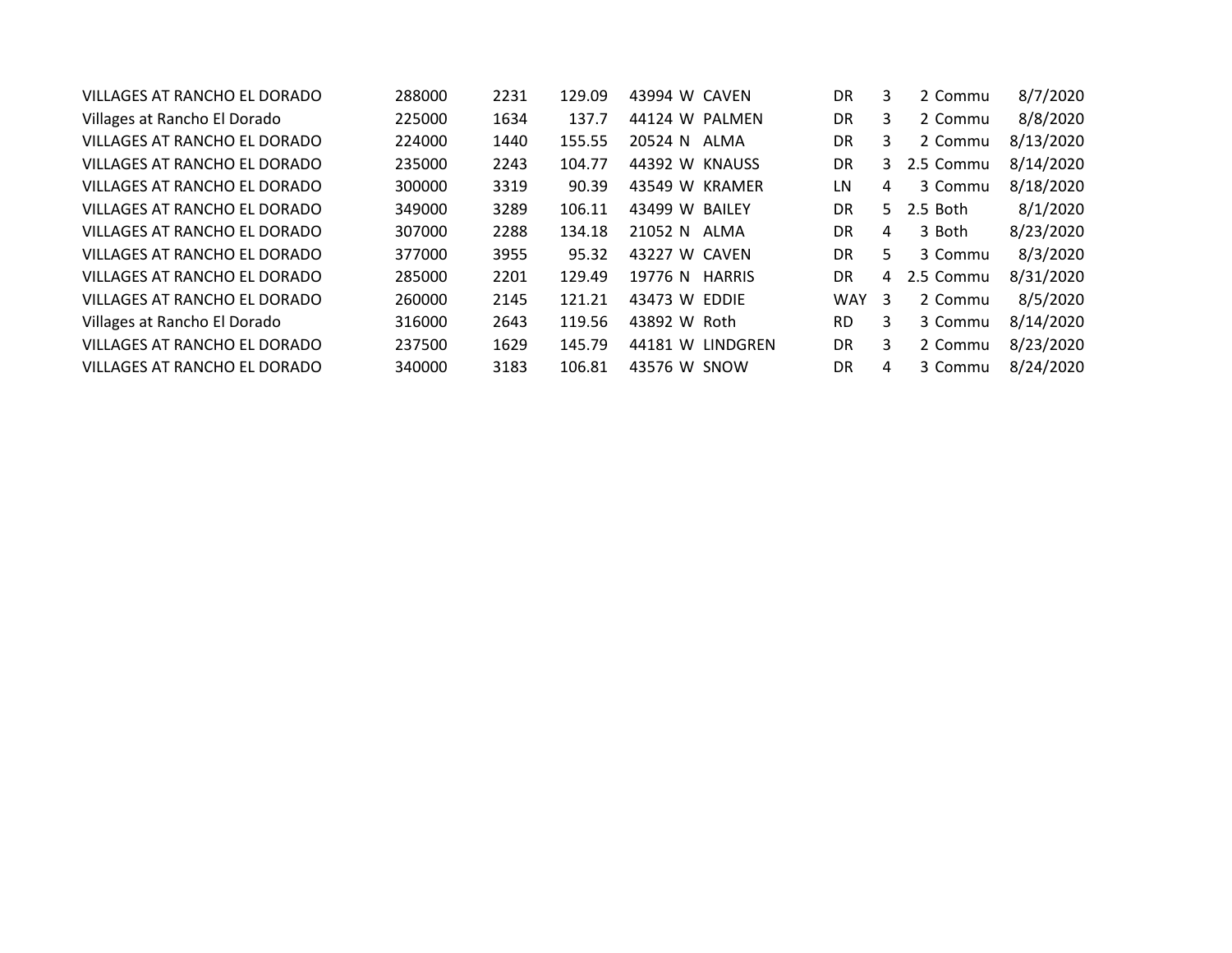| | | | | | | | | | | | |
|---|---|---|---|---|---|---|---|---|---|---|---|
| VILLAGES AT RANCHO EL DORADO | 288000 | 2231 | 129.09 | 43994 | W | CAVEN | DR | 3 | 2 | Commu | 8/7/2020 |
| Villages at Rancho El Dorado | 225000 | 1634 | 137.7 | 44124 | W | PALMEN | DR | 3 | 2 | Commu | 8/8/2020 |
| VILLAGES AT RANCHO EL DORADO | 224000 | 1440 | 155.55 | 20524 | N | ALMA | DR | 3 | 2 | Commu | 8/13/2020 |
| VILLAGES AT RANCHO EL DORADO | 235000 | 2243 | 104.77 | 44392 | W | KNAUSS | DR | 3 | 2.5 | Commu | 8/14/2020 |
| VILLAGES AT RANCHO EL DORADO | 300000 | 3319 | 90.39 | 43549 | W | KRAMER | LN | 4 | 3 | Commu | 8/18/2020 |
| VILLAGES AT RANCHO EL DORADO | 349000 | 3289 | 106.11 | 43499 | W | BAILEY | DR | 5 | 2.5 | Both | 8/1/2020 |
| VILLAGES AT RANCHO EL DORADO | 307000 | 2288 | 134.18 | 21052 | N | ALMA | DR | 4 | 3 | Both | 8/23/2020 |
| VILLAGES AT RANCHO EL DORADO | 377000 | 3955 | 95.32 | 43227 | W | CAVEN | DR | 5 | 3 | Commu | 8/3/2020 |
| VILLAGES AT RANCHO EL DORADO | 285000 | 2201 | 129.49 | 19776 | N | HARRIS | DR | 4 | 2.5 | Commu | 8/31/2020 |
| VILLAGES AT RANCHO EL DORADO | 260000 | 2145 | 121.21 | 43473 | W | EDDIE | WAY | 3 | 2 | Commu | 8/5/2020 |
| Villages at Rancho El Dorado | 316000 | 2643 | 119.56 | 43892 | W | Roth | RD | 3 | 3 | Commu | 8/14/2020 |
| VILLAGES AT RANCHO EL DORADO | 237500 | 1629 | 145.79 | 44181 | W | LINDGREN | DR | 3 | 2 | Commu | 8/23/2020 |
| VILLAGES AT RANCHO EL DORADO | 340000 | 3183 | 106.81 | 43576 | W | SNOW | DR | 4 | 3 | Commu | 8/24/2020 |